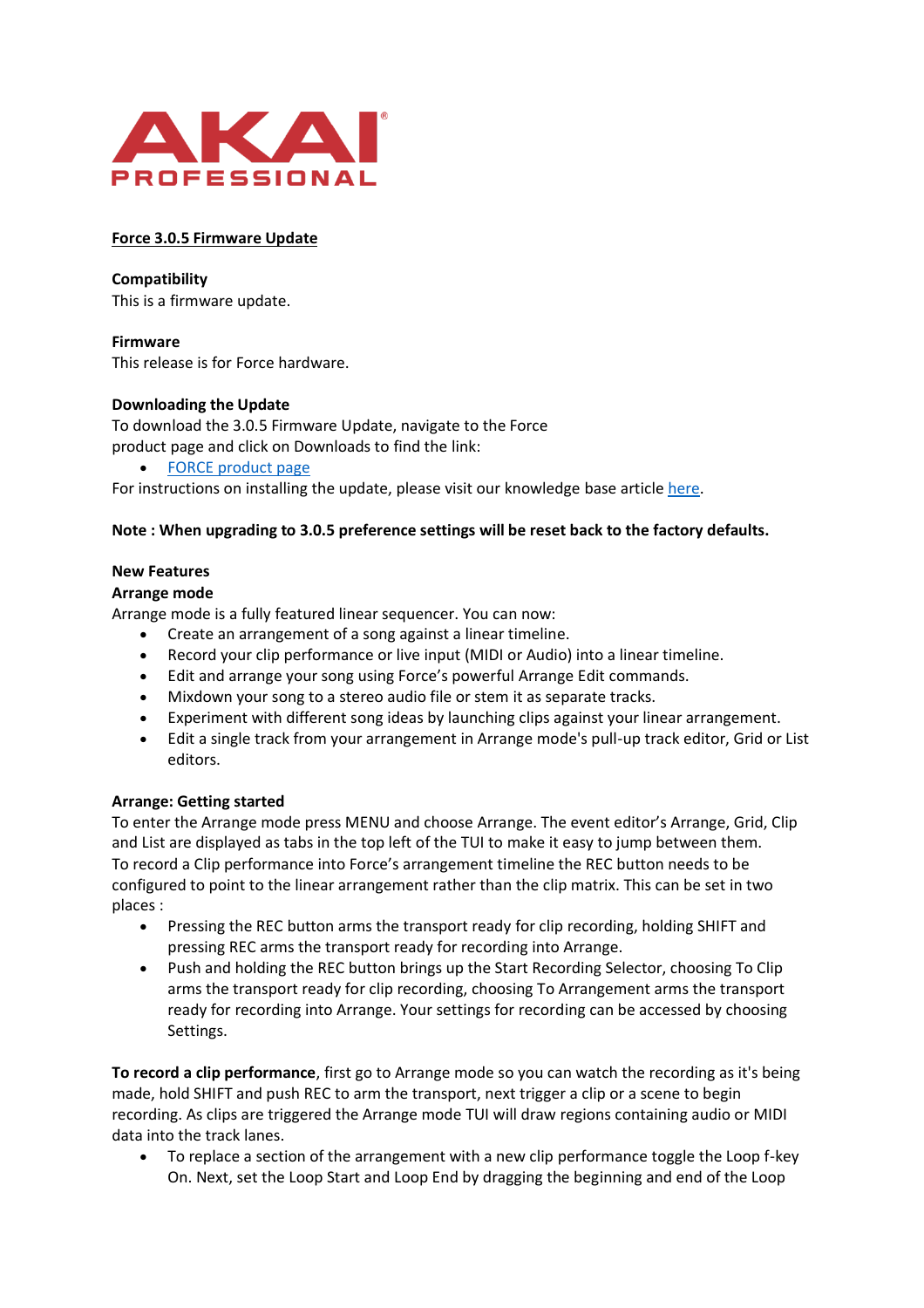AKAI PROFESSIONAL

# Force 3.0.5 Firmware Update

**Compatibility**
This is a firmware update.

**Firmware**
This release is for Force hardware.

**Downloading the Update**
To download the 3.0.5 Firmware Update, navigate to the Force product page and click on Downloads to find the link:

- FORCE product page

For instructions on installing the update, please visit our knowledge base article here.

**Note : When upgrading to 3.0.5 preference settings will be reset back to the factory defaults.**

## New Features

### Arrange mode

Arrange mode is a fully featured linear sequencer. You can now:

- Create an arrangement of a song against a linear timeline.
- Record your clip performance or live input (MIDI or Audio) into a linear timeline.
- Edit and arrange your song using Force's powerful Arrange Edit commands.
- Mixdown your song to a stereo audio file or stem it as separate tracks.
- Experiment with different song ideas by launching clips against your linear arrangement.
- Edit a single track from your arrangement in Arrange mode's pull-up track editor, Grid or List editors.

### Arrange: Getting started

To enter the Arrange mode press MENU and choose Arrange. The event editor's Arrange, Grid, Clip and List are displayed as tabs in the top left of the TUI to make it easy to jump between them. To record a Clip performance into Force's arrangement timeline the REC button needs to be configured to point to the linear arrangement rather than the clip matrix. This can be set in two places :

- Pressing the REC button arms the transport ready for clip recording, holding SHIFT and pressing REC arms the transport ready for recording into Arrange.
- Push and holding the REC button brings up the Start Recording Selector, choosing To Clip arms the transport ready for clip recording, choosing To Arrangement arms the transport ready for recording into Arrange. Your settings for recording can be accessed by choosing Settings.

**To record a clip performance**, first go to Arrange mode so you can watch the recording as it's being made, hold SHIFT and push REC to arm the transport, next trigger a clip or a scene to begin recording. As clips are triggered the Arrange mode TUI will draw regions containing audio or MIDI data into the track lanes.

- To replace a section of the arrangement with a new clip performance toggle the Loop f-key On. Next, set the Loop Start and Loop End by dragging the beginning and end of the Loop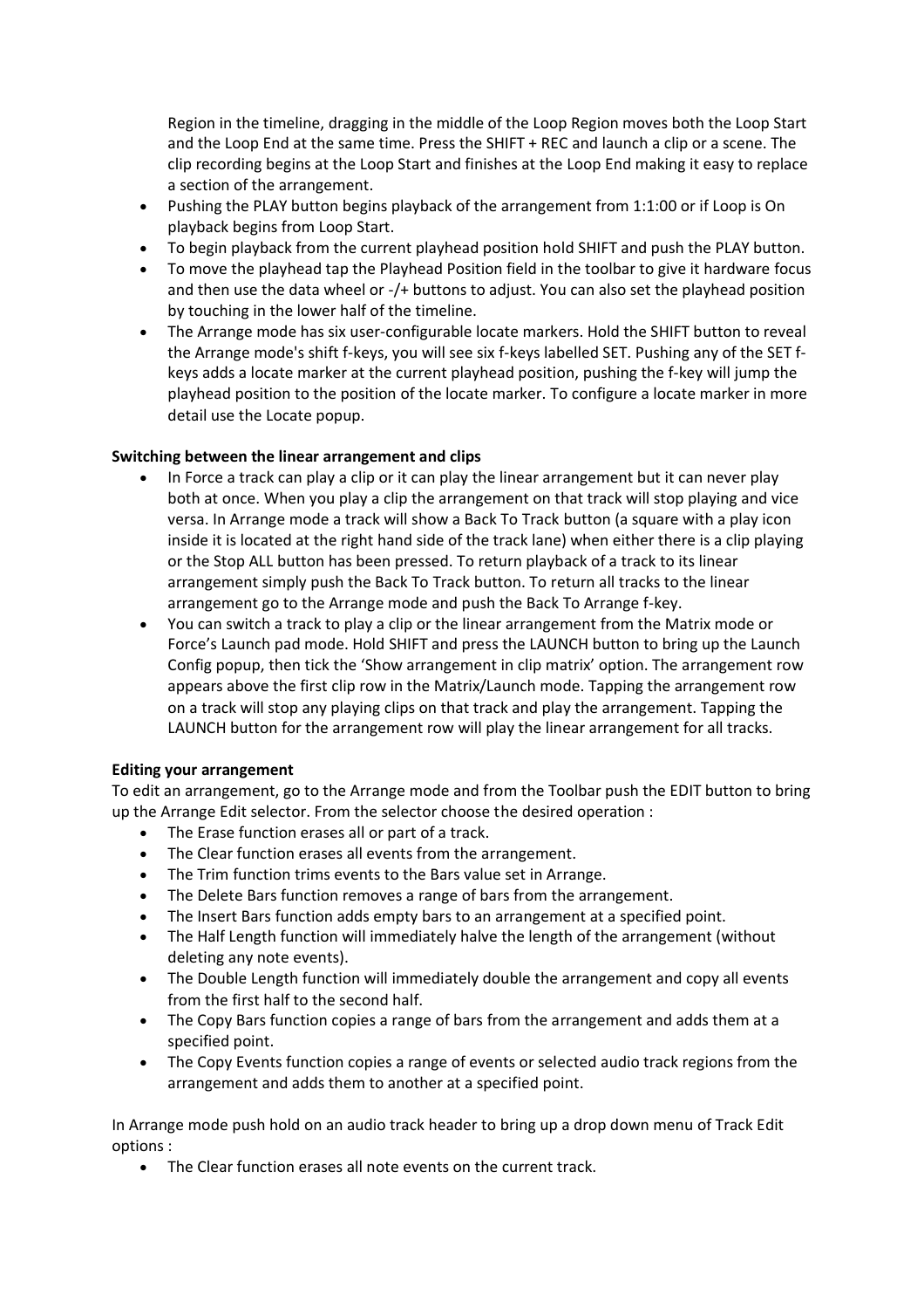Region in the timeline, dragging in the middle of the Loop Region moves both the Loop Start and the Loop End at the same time. Press the SHIFT + REC and launch a clip or a scene. The clip recording begins at the Loop Start and finishes at the Loop End making it easy to replace a section of the arrangement.

- Pushing the PLAY button begins playback of the arrangement from 1:1:00 or if Loop is On playback begins from Loop Start.
- To begin playback from the current playhead position hold SHIFT and push the PLAY button.
- To move the playhead tap the Playhead Position field in the toolbar to give it hardware focus and then use the data wheel or -/+ buttons to adjust. You can also set the playhead position by touching in the lower half of the timeline.
- The Arrange mode has six user-configurable locate markers. Hold the SHIFT button to reveal the Arrange mode's shift f-keys, you will see six f-keys labelled SET. Pushing any of the SET f-keys adds a locate marker at the current playhead position, pushing the f-key will jump the playhead position to the position of the locate marker. To configure a locate marker in more detail use the Locate popup.

**Switching between the linear arrangement and clips**

- In Force a track can play a clip or it can play the linear arrangement but it can never play both at once. When you play a clip the arrangement on that track will stop playing and vice versa. In Arrange mode a track will show a Back To Track button (a square with a play icon inside it is located at the right hand side of the track lane) when either there is a clip playing or the Stop ALL button has been pressed. To return playback of a track to its linear arrangement simply push the Back To Track button. To return all tracks to the linear arrangement go to the Arrange mode and push the Back To Arrange f-key.
- You can switch a track to play a clip or the linear arrangement from the Matrix mode or Force's Launch pad mode. Hold SHIFT and press the LAUNCH button to bring up the Launch Config popup, then tick the 'Show arrangement in clip matrix' option. The arrangement row appears above the first clip row in the Matrix/Launch mode. Tapping the arrangement row on a track will stop any playing clips on that track and play the arrangement. Tapping the LAUNCH button for the arrangement row will play the linear arrangement for all tracks.

**Editing your arrangement**

To edit an arrangement, go to the Arrange mode and from the Toolbar push the EDIT button to bring up the Arrange Edit selector. From the selector choose the desired operation :

- The Erase function erases all or part of a track.
- The Clear function erases all events from the arrangement.
- The Trim function trims events to the Bars value set in Arrange.
- The Delete Bars function removes a range of bars from the arrangement.
- The Insert Bars function adds empty bars to an arrangement at a specified point.
- The Half Length function will immediately halve the length of the arrangement (without deleting any note events).
- The Double Length function will immediately double the arrangement and copy all events from the first half to the second half.
- The Copy Bars function copies a range of bars from the arrangement and adds them at a specified point.
- The Copy Events function copies a range of events or selected audio track regions from the arrangement and adds them to another at a specified point.

In Arrange mode push hold on an audio track header to bring up a drop down menu of Track Edit options :

- The Clear function erases all note events on the current track.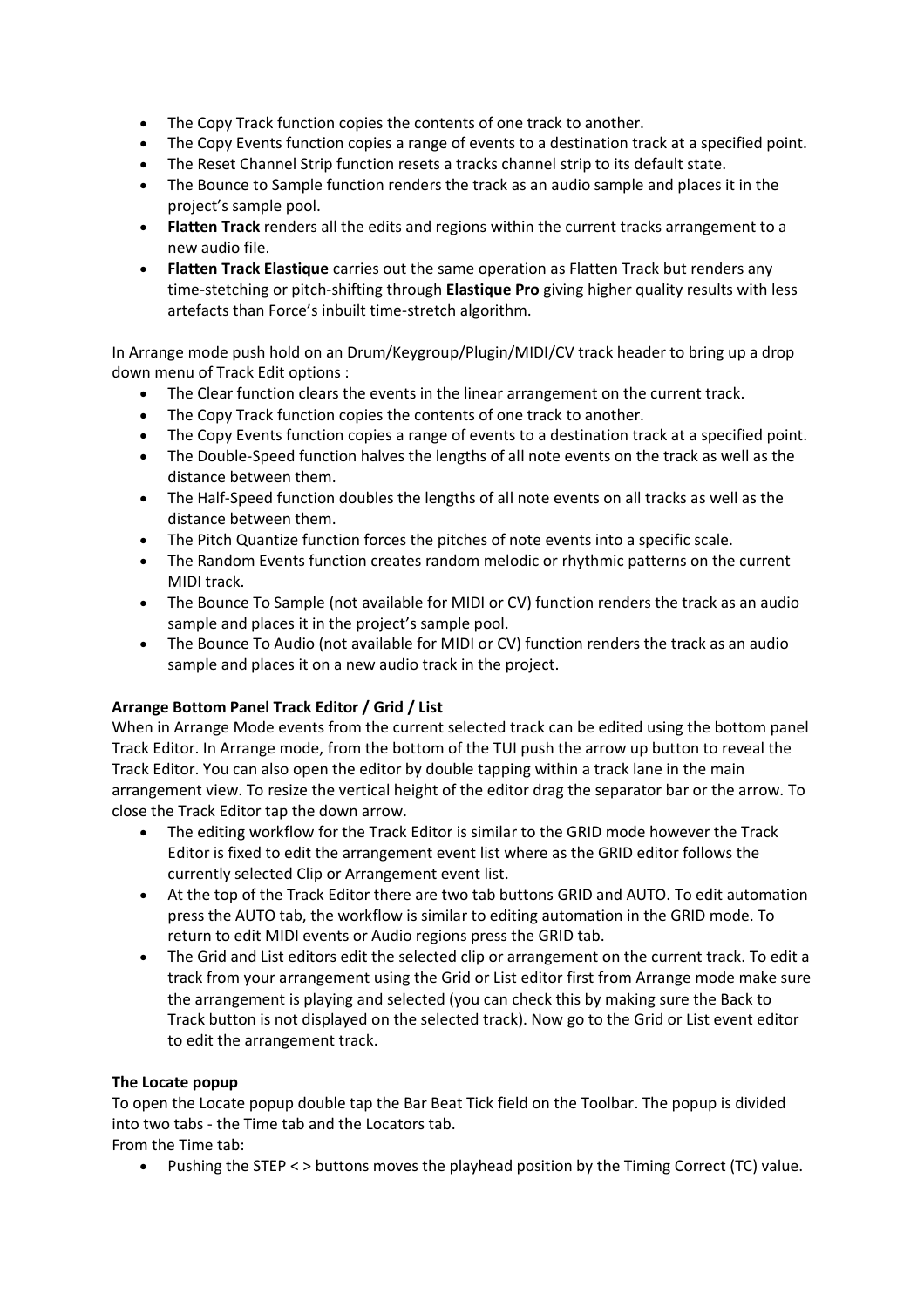- The Copy Track function copies the contents of one track to another.
- The Copy Events function copies a range of events to a destination track at a specified point.
- The Reset Channel Strip function resets a tracks channel strip to its default state.
- The Bounce to Sample function renders the track as an audio sample and places it in the project's sample pool.
- **Flatten Track** renders all the edits and regions within the current tracks arrangement to a new audio file.
- **Flatten Track Elastique** carries out the same operation as Flatten Track but renders any time-stetching or pitch-shifting through **Elastique Pro** giving higher quality results with less artefacts than Force's inbuilt time-stretch algorithm.

In Arrange mode push hold on an Drum/Keygroup/Plugin/MIDI/CV track header to bring up a drop down menu of Track Edit options :

- The Clear function clears the events in the linear arrangement on the current track.
- The Copy Track function copies the contents of one track to another.
- The Copy Events function copies a range of events to a destination track at a specified point.
- The Double-Speed function halves the lengths of all note events on the track as well as the distance between them.
- The Half-Speed function doubles the lengths of all note events on all tracks as well as the distance between them.
- The Pitch Quantize function forces the pitches of note events into a specific scale.
- The Random Events function creates random melodic or rhythmic patterns on the current MIDI track.
- The Bounce To Sample (not available for MIDI or CV) function renders the track as an audio sample and places it in the project's sample pool.
- The Bounce To Audio (not available for MIDI or CV) function renders the track as an audio sample and places it on a new audio track in the project.

**Arrange Bottom Panel Track Editor / Grid / List**

When in Arrange Mode events from the current selected track can be edited using the bottom panel Track Editor. In Arrange mode, from the bottom of the TUI push the arrow up button to reveal the Track Editor. You can also open the editor by double tapping within a track lane in the main arrangement view. To resize the vertical height of the editor drag the separator bar or the arrow. To close the Track Editor tap the down arrow.

- The editing workflow for the Track Editor is similar to the GRID mode however the Track Editor is fixed to edit the arrangement event list where as the GRID editor follows the currently selected Clip or Arrangement event list.
- At the top of the Track Editor there are two tab buttons GRID and AUTO. To edit automation press the AUTO tab, the workflow is similar to editing automation in the GRID mode. To return to edit MIDI events or Audio regions press the GRID tab.
- The Grid and List editors edit the selected clip or arrangement on the current track. To edit a track from your arrangement using the Grid or List editor first from Arrange mode make sure the arrangement is playing and selected (you can check this by making sure the Back to Track button is not displayed on the selected track). Now go to the Grid or List event editor to edit the arrangement track.

**The Locate popup**

To open the Locate popup double tap the Bar Beat Tick field on the Toolbar. The popup is divided into two tabs - the Time tab and the Locators tab.

From the Time tab:

- Pushing the STEP < > buttons moves the playhead position by the Timing Correct (TC) value.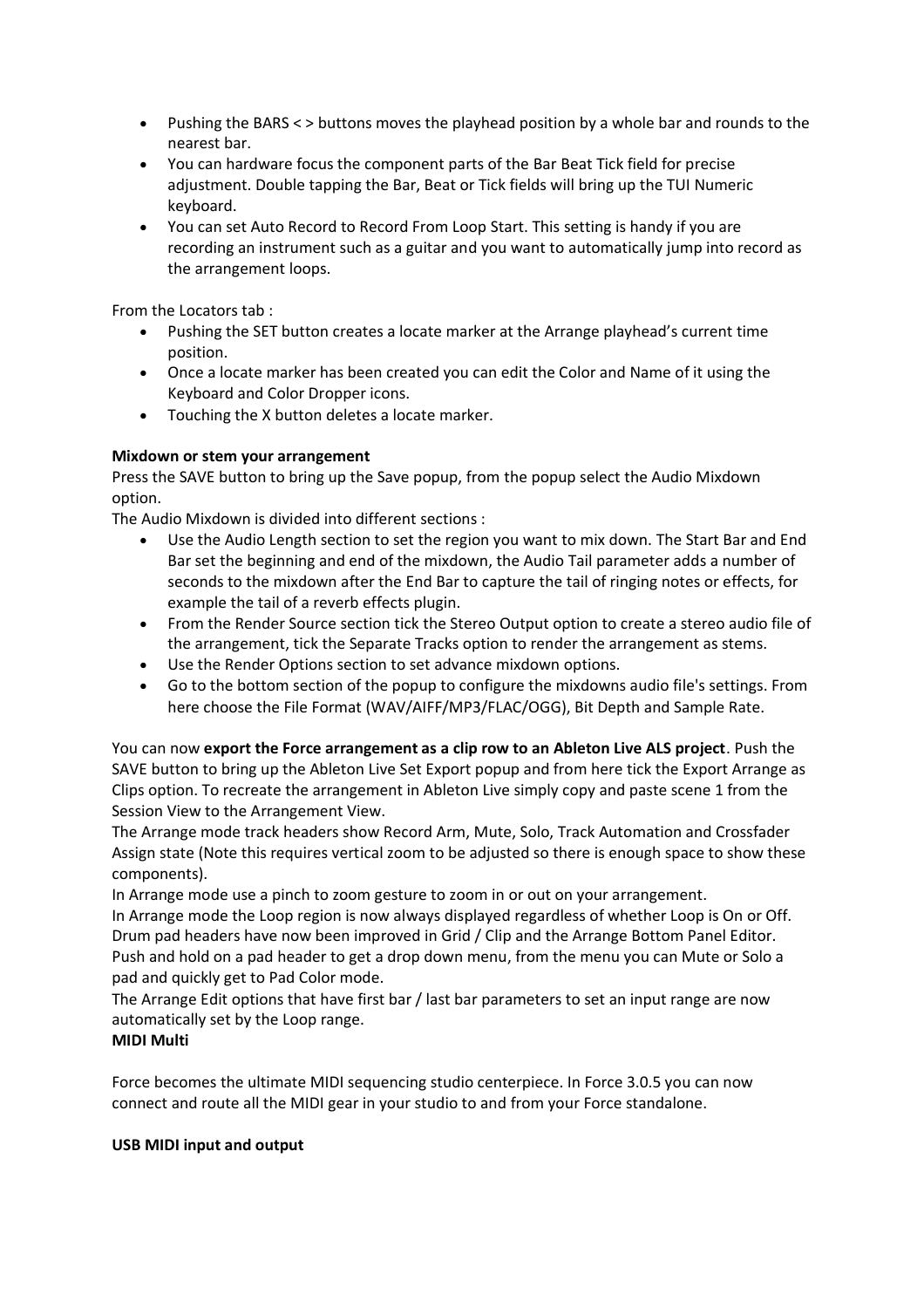- Pushing the BARS < > buttons moves the playhead position by a whole bar and rounds to the nearest bar.
- You can hardware focus the component parts of the Bar Beat Tick field for precise adjustment. Double tapping the Bar, Beat or Tick fields will bring up the TUI Numeric keyboard.
- You can set Auto Record to Record From Loop Start. This setting is handy if you are recording an instrument such as a guitar and you want to automatically jump into record as the arrangement loops.

From the Locators tab :

- Pushing the SET button creates a locate marker at the Arrange playhead's current time position.
- Once a locate marker has been created you can edit the Color and Name of it using the Keyboard and Color Dropper icons.
- Touching the X button deletes a locate marker.

**Mixdown or stem your arrangement**

Press the SAVE button to bring up the Save popup, from the popup select the Audio Mixdown option.

The Audio Mixdown is divided into different sections :

- Use the Audio Length section to set the region you want to mix down. The Start Bar and End Bar set the beginning and end of the mixdown, the Audio Tail parameter adds a number of seconds to the mixdown after the End Bar to capture the tail of ringing notes or effects, for example the tail of a reverb effects plugin.
- From the Render Source section tick the Stereo Output option to create a stereo audio file of the arrangement, tick the Separate Tracks option to render the arrangement as stems.
- Use the Render Options section to set advance mixdown options.
- Go to the bottom section of the popup to configure the mixdowns audio file's settings. From here choose the File Format (WAV/AIFF/MP3/FLAC/OGG), Bit Depth and Sample Rate.

You can now **export the Force arrangement as a clip row to an Ableton Live ALS project**. Push the SAVE button to bring up the Ableton Live Set Export popup and from here tick the Export Arrange as Clips option. To recreate the arrangement in Ableton Live simply copy and paste scene 1 from the Session View to the Arrangement View.

The Arrange mode track headers show Record Arm, Mute, Solo, Track Automation and Crossfader Assign state (Note this requires vertical zoom to be adjusted so there is enough space to show these components).

In Arrange mode use a pinch to zoom gesture to zoom in or out on your arrangement.

In Arrange mode the Loop region is now always displayed regardless of whether Loop is On or Off.

Drum pad headers have now been improved in Grid / Clip and the Arrange Bottom Panel Editor. Push and hold on a pad header to get a drop down menu, from the menu you can Mute or Solo a pad and quickly get to Pad Color mode.

The Arrange Edit options that have first bar / last bar parameters to set an input range are now automatically set by the Loop range.

**MIDI Multi**

Force becomes the ultimate MIDI sequencing studio centerpiece. In Force 3.0.5 you can now connect and route all the MIDI gear in your studio to and from your Force standalone.

**USB MIDI input and output**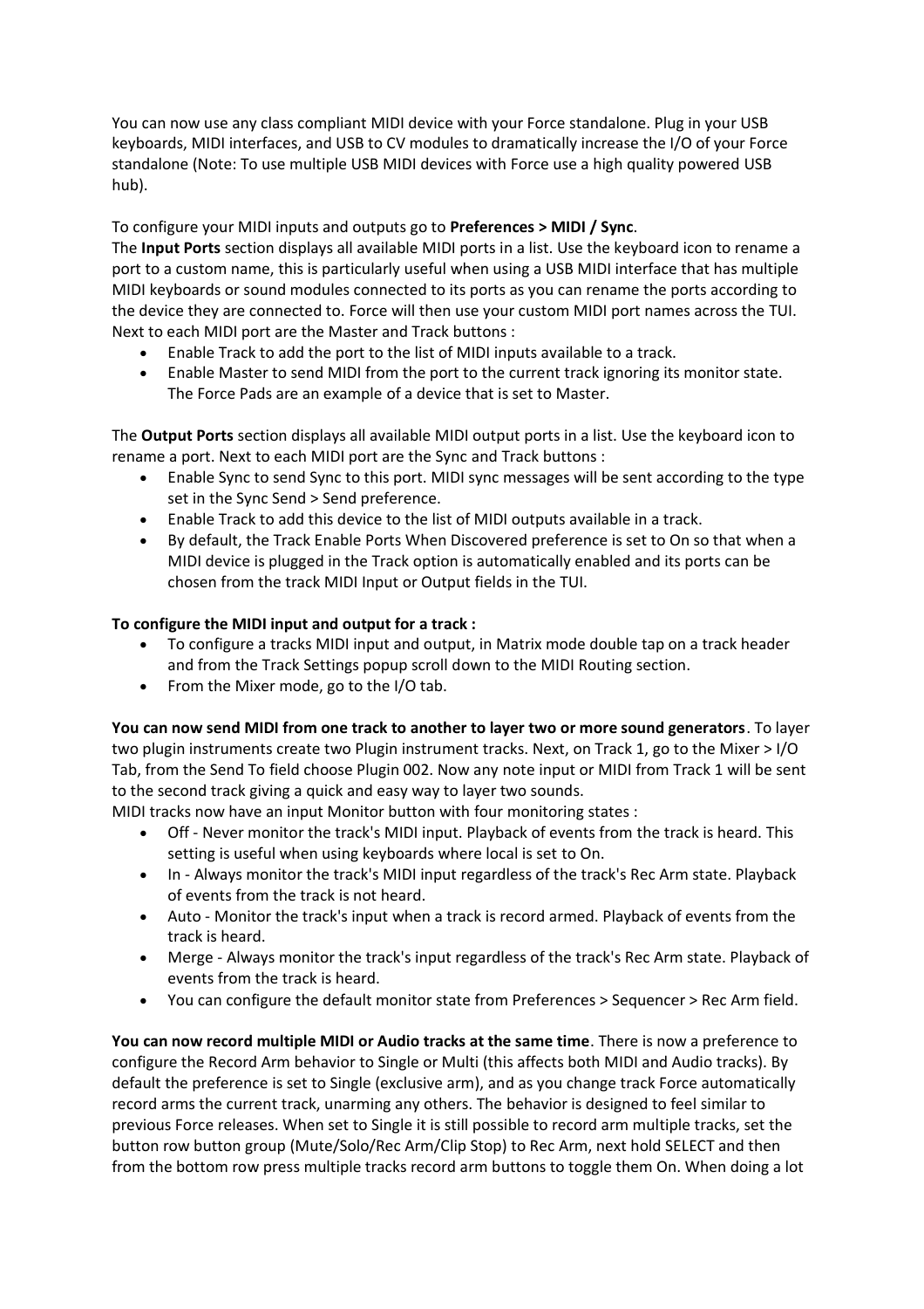You can now use any class compliant MIDI device with your Force standalone. Plug in your USB keyboards, MIDI interfaces, and USB to CV modules to dramatically increase the I/O of your Force standalone (Note: To use multiple USB MIDI devices with Force use a high quality powered USB hub).

To configure your MIDI inputs and outputs go to **Preferences > MIDI / Sync**.
The **Input Ports** section displays all available MIDI ports in a list. Use the keyboard icon to rename a port to a custom name, this is particularly useful when using a USB MIDI interface that has multiple MIDI keyboards or sound modules connected to its ports as you can rename the ports according to the device they are connected to. Force will then use your custom MIDI port names across the TUI. Next to each MIDI port are the Master and Track buttons :

- Enable Track to add the port to the list of MIDI inputs available to a track.
- Enable Master to send MIDI from the port to the current track ignoring its monitor state. The Force Pads are an example of a device that is set to Master.

The **Output Ports** section displays all available MIDI output ports in a list. Use the keyboard icon to rename a port. Next to each MIDI port are the Sync and Track buttons :

- Enable Sync to send Sync to this port. MIDI sync messages will be sent according to the type set in the Sync Send > Send preference.
- Enable Track to add this device to the list of MIDI outputs available in a track.
- By default, the Track Enable Ports When Discovered preference is set to On so that when a MIDI device is plugged in the Track option is automatically enabled and its ports can be chosen from the track MIDI Input or Output fields in the TUI.

**To configure the MIDI input and output for a track :**

- To configure a tracks MIDI input and output, in Matrix mode double tap on a track header and from the Track Settings popup scroll down to the MIDI Routing section.
- From the Mixer mode, go to the I/O tab.

**You can now send MIDI from one track to another to layer two or more sound generators**. To layer two plugin instruments create two Plugin instrument tracks. Next, on Track 1, go to the Mixer > I/O Tab, from the Send To field choose Plugin 002. Now any note input or MIDI from Track 1 will be sent to the second track giving a quick and easy way to layer two sounds.
MIDI tracks now have an input Monitor button with four monitoring states :

- Off - Never monitor the track's MIDI input. Playback of events from the track is heard. This setting is useful when using keyboards where local is set to On.
- In - Always monitor the track's MIDI input regardless of the track's Rec Arm state. Playback of events from the track is not heard.
- Auto - Monitor the track's input when a track is record armed. Playback of events from the track is heard.
- Merge - Always monitor the track's input regardless of the track's Rec Arm state. Playback of events from the track is heard.
- You can configure the default monitor state from Preferences > Sequencer > Rec Arm field.

**You can now record multiple MIDI or Audio tracks at the same time**. There is now a preference to configure the Record Arm behavior to Single or Multi (this affects both MIDI and Audio tracks). By default the preference is set to Single (exclusive arm), and as you change track Force automatically record arms the current track, unarming any others. The behavior is designed to feel similar to previous Force releases. When set to Single it is still possible to record arm multiple tracks, set the button row button group (Mute/Solo/Rec Arm/Clip Stop) to Rec Arm, next hold SELECT and then from the bottom row press multiple tracks record arm buttons to toggle them On. When doing a lot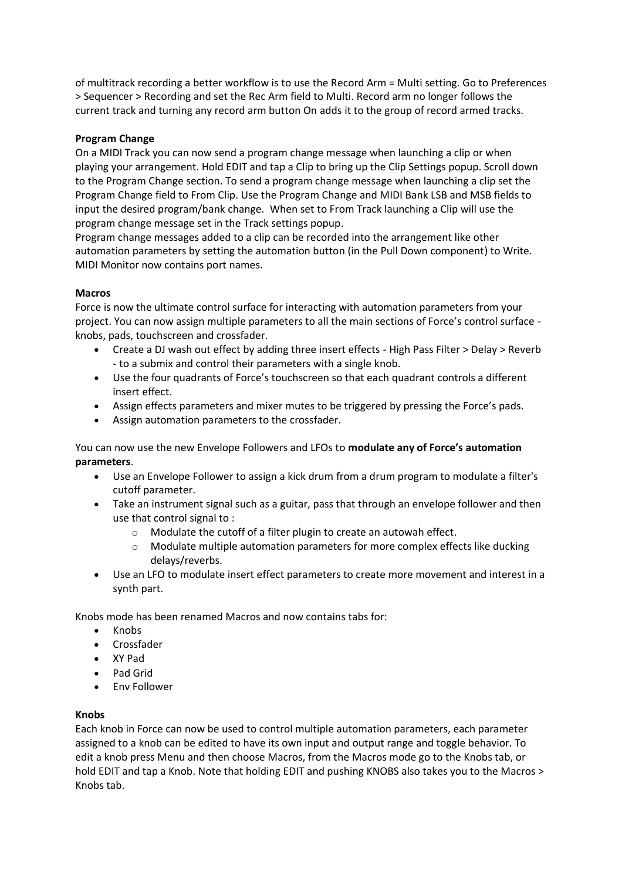of multitrack recording a better workflow is to use the Record Arm = Multi setting. Go to Preferences > Sequencer > Recording and set the Rec Arm field to Multi. Record arm no longer follows the current track and turning any record arm button On adds it to the group of record armed tracks.

**Program Change**

On a MIDI Track you can now send a program change message when launching a clip or when playing your arrangement. Hold EDIT and tap a Clip to bring up the Clip Settings popup. Scroll down to the Program Change section. To send a program change message when launching a clip set the Program Change field to From Clip. Use the Program Change and MIDI Bank LSB and MSB fields to input the desired program/bank change. When set to From Track launching a Clip will use the program change message set in the Track settings popup.

Program change messages added to a clip can be recorded into the arrangement like other automation parameters by setting the automation button (in the Pull Down component) to Write.

MIDI Monitor now contains port names.

**Macros**

Force is now the ultimate control surface for interacting with automation parameters from your project. You can now assign multiple parameters to all the main sections of Force's control surface - knobs, pads, touchscreen and crossfader.

- Create a DJ wash out effect by adding three insert effects - High Pass Filter > Delay > Reverb - to a submix and control their parameters with a single knob.
- Use the four quadrants of Force's touchscreen so that each quadrant controls a different insert effect.
- Assign effects parameters and mixer mutes to be triggered by pressing the Force's pads.
- Assign automation parameters to the crossfader.

You can now use the new Envelope Followers and LFOs to **modulate any of Force's automation parameters**.

- Use an Envelope Follower to assign a kick drum from a drum program to modulate a filter's cutoff parameter.
- Take an instrument signal such as a guitar, pass that through an envelope follower and then use that control signal to :
  - Modulate the cutoff of a filter plugin to create an autowah effect.
  - Modulate multiple automation parameters for more complex effects like ducking delays/reverbs.
- Use an LFO to modulate insert effect parameters to create more movement and interest in a synth part.

Knobs mode has been renamed Macros and now contains tabs for:

- Knobs
- Crossfader
- XY Pad
- Pad Grid
- Env Follower

**Knobs**

Each knob in Force can now be used to control multiple automation parameters, each parameter assigned to a knob can be edited to have its own input and output range and toggle behavior. To edit a knob press Menu and then choose Macros, from the Macros mode go to the Knobs tab, or hold EDIT and tap a Knob. Note that holding EDIT and pushing KNOBS also takes you to the Macros > Knobs tab.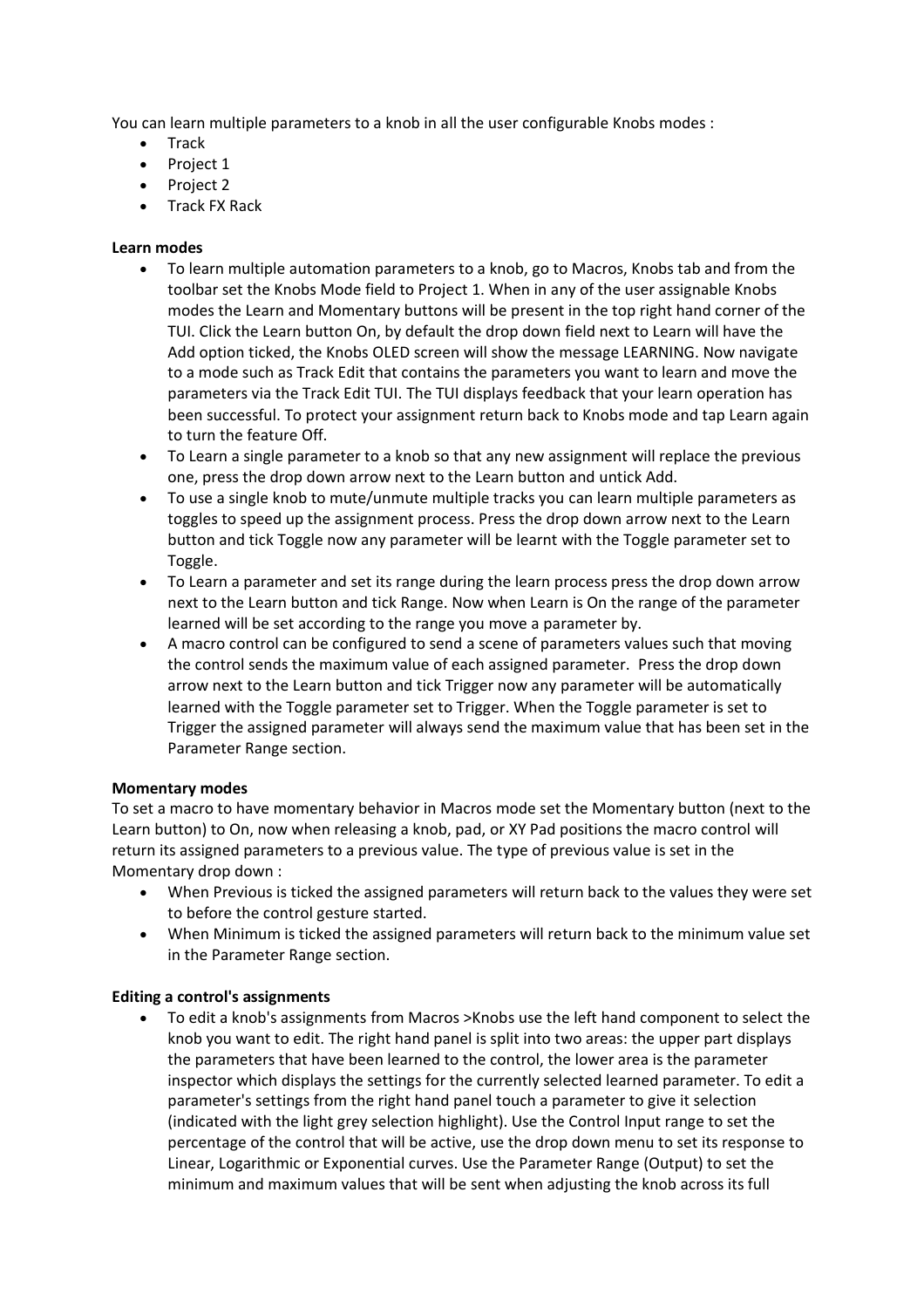You can learn multiple parameters to a knob in all the user configurable Knobs modes :

- Track
- Project 1
- Project 2
- Track FX Rack

**Learn modes**

- To learn multiple automation parameters to a knob, go to Macros, Knobs tab and from the toolbar set the Knobs Mode field to Project 1. When in any of the user assignable Knobs modes the Learn and Momentary buttons will be present in the top right hand corner of the TUI. Click the Learn button On, by default the drop down field next to Learn will have the Add option ticked, the Knobs OLED screen will show the message LEARNING. Now navigate to a mode such as Track Edit that contains the parameters you want to learn and move the parameters via the Track Edit TUI. The TUI displays feedback that your learn operation has been successful. To protect your assignment return back to Knobs mode and tap Learn again to turn the feature Off.
- To Learn a single parameter to a knob so that any new assignment will replace the previous one, press the drop down arrow next to the Learn button and untick Add.
- To use a single knob to mute/unmute multiple tracks you can learn multiple parameters as toggles to speed up the assignment process. Press the drop down arrow next to the Learn button and tick Toggle now any parameter will be learnt with the Toggle parameter set to Toggle.
- To Learn a parameter and set its range during the learn process press the drop down arrow next to the Learn button and tick Range. Now when Learn is On the range of the parameter learned will be set according to the range you move a parameter by.
- A macro control can be configured to send a scene of parameters values such that moving the control sends the maximum value of each assigned parameter.  Press the drop down arrow next to the Learn button and tick Trigger now any parameter will be automatically learned with the Toggle parameter set to Trigger. When the Toggle parameter is set to Trigger the assigned parameter will always send the maximum value that has been set in the Parameter Range section.

**Momentary modes**

To set a macro to have momentary behavior in Macros mode set the Momentary button (next to the Learn button) to On, now when releasing a knob, pad, or XY Pad positions the macro control will return its assigned parameters to a previous value. The type of previous value is set in the Momentary drop down :

- When Previous is ticked the assigned parameters will return back to the values they were set to before the control gesture started.
- When Minimum is ticked the assigned parameters will return back to the minimum value set in the Parameter Range section.

**Editing a control's assignments**

- To edit a knob's assignments from Macros >Knobs use the left hand component to select the knob you want to edit. The right hand panel is split into two areas: the upper part displays the parameters that have been learned to the control, the lower area is the parameter inspector which displays the settings for the currently selected learned parameter. To edit a parameter's settings from the right hand panel touch a parameter to give it selection (indicated with the light grey selection highlight). Use the Control Input range to set the percentage of the control that will be active, use the drop down menu to set its response to Linear, Logarithmic or Exponential curves. Use the Parameter Range (Output) to set the minimum and maximum values that will be sent when adjusting the knob across its full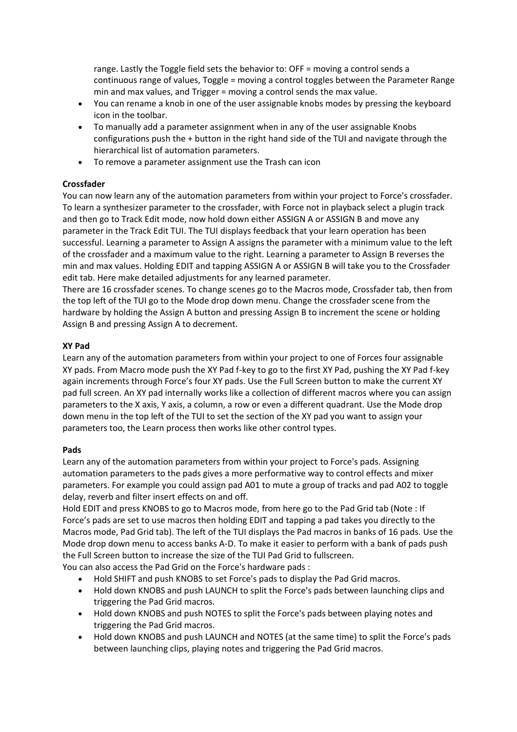range. Lastly the Toggle field sets the behavior to: OFF = moving a control sends a continuous range of values, Toggle = moving a control toggles between the Parameter Range min and max values, and Trigger = moving a control sends the max value.

- You can rename a knob in one of the user assignable knobs modes by pressing the keyboard icon in the toolbar.
- To manually add a parameter assignment when in any of the user assignable Knobs configurations push the + button in the right hand side of the TUI and navigate through the hierarchical list of automation parameters.
- To remove a parameter assignment use the Trash can icon

**Crossfader**

You can now learn any of the automation parameters from within your project to Force's crossfader. To learn a synthesizer parameter to the crossfader, with Force not in playback select a plugin track and then go to Track Edit mode, now hold down either ASSIGN A or ASSIGN B and move any parameter in the Track Edit TUI. The TUI displays feedback that your learn operation has been successful. Learning a parameter to Assign A assigns the parameter with a minimum value to the left of the crossfader and a maximum value to the right. Learning a parameter to Assign B reverses the min and max values. Holding EDIT and tapping ASSIGN A or ASSIGN B will take you to the Crossfader edit tab. Here make detailed adjustments for any learned parameter.
There are 16 crossfader scenes. To change scenes go to the Macros mode, Crossfader tab, then from the top left of the TUI go to the Mode drop down menu. Change the crossfader scene from the hardware by holding the Assign A button and pressing Assign B to increment the scene or holding Assign B and pressing Assign A to decrement.

**XY Pad**

Learn any of the automation parameters from within your project to one of Forces four assignable XY pads. From Macro mode push the XY Pad f-key to go to the first XY Pad, pushing the XY Pad f-key again increments through Force's four XY pads. Use the Full Screen button to make the current XY pad full screen. An XY pad internally works like a collection of different macros where you can assign parameters to the X axis, Y axis, a column, a row or even a different quadrant. Use the Mode drop down menu in the top left of the TUI to set the section of the XY pad you want to assign your parameters too, the Learn process then works like other control types.

**Pads**

Learn any of the automation parameters from within your project to Force's pads. Assigning automation parameters to the pads gives a more performative way to control effects and mixer parameters. For example you could assign pad A01 to mute a group of tracks and pad A02 to toggle delay, reverb and filter insert effects on and off.
Hold EDIT and press KNOBS to go to Macros mode, from here go to the Pad Grid tab (Note : If Force's pads are set to use macros then holding EDIT and tapping a pad takes you directly to the Macros mode, Pad Grid tab). The left of the TUI displays the Pad macros in banks of 16 pads. Use the Mode drop down menu to access banks A-D. To make it easier to perform with a bank of pads push the Full Screen button to increase the size of the TUI Pad Grid to fullscreen.
You can also access the Pad Grid on the Force's hardware pads :

- Hold SHIFT and push KNOBS to set Force's pads to display the Pad Grid macros.
- Hold down KNOBS and push LAUNCH to split the Force's pads between launching clips and triggering the Pad Grid macros.
- Hold down KNOBS and push NOTES to split the Force's pads between playing notes and triggering the Pad Grid macros.
- Hold down KNOBS and push LAUNCH and NOTES (at the same time) to split the Force's pads between launching clips, playing notes and triggering the Pad Grid macros.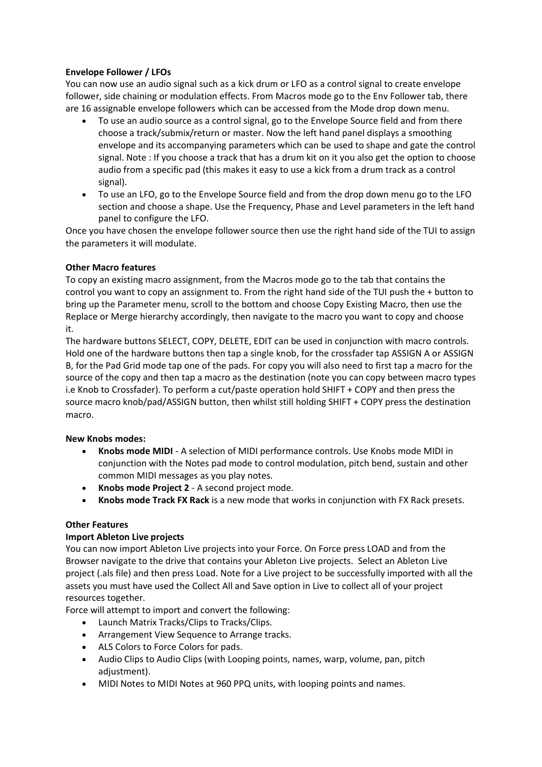**Envelope Follower / LFOs**

You can now use an audio signal such as a kick drum or LFO as a control signal to create envelope follower, side chaining or modulation effects. From Macros mode go to the Env Follower tab, there are 16 assignable envelope followers which can be accessed from the Mode drop down menu.

- To use an audio source as a control signal, go to the Envelope Source field and from there choose a track/submix/return or master. Now the left hand panel displays a smoothing envelope and its accompanying parameters which can be used to shape and gate the control signal. Note : If you choose a track that has a drum kit on it you also get the option to choose audio from a specific pad (this makes it easy to use a kick from a drum track as a control signal).
- To use an LFO, go to the Envelope Source field and from the drop down menu go to the LFO section and choose a shape. Use the Frequency, Phase and Level parameters in the left hand panel to configure the LFO.

Once you have chosen the envelope follower source then use the right hand side of the TUI to assign the parameters it will modulate.

**Other Macro features**

To copy an existing macro assignment, from the Macros mode go to the tab that contains the control you want to copy an assignment to. From the right hand side of the TUI push the + button to bring up the Parameter menu, scroll to the bottom and choose Copy Existing Macro, then use the Replace or Merge hierarchy accordingly, then navigate to the macro you want to copy and choose it.

The hardware buttons SELECT, COPY, DELETE, EDIT can be used in conjunction with macro controls. Hold one of the hardware buttons then tap a single knob, for the crossfader tap ASSIGN A or ASSIGN B, for the Pad Grid mode tap one of the pads. For copy you will also need to first tap a macro for the source of the copy and then tap a macro as the destination (note you can copy between macro types i.e Knob to Crossfader). To perform a cut/paste operation hold SHIFT + COPY and then press the source macro knob/pad/ASSIGN button, then whilst still holding SHIFT + COPY press the destination macro.

**New Knobs modes:**

- **Knobs mode MIDI** - A selection of MIDI performance controls. Use Knobs mode MIDI in conjunction with the Notes pad mode to control modulation, pitch bend, sustain and other common MIDI messages as you play notes.
- **Knobs mode Project 2** - A second project mode.
- **Knobs mode Track FX Rack** is a new mode that works in conjunction with FX Rack presets.

**Other Features**

**Import Ableton Live projects**

You can now import Ableton Live projects into your Force. On Force press LOAD and from the Browser navigate to the drive that contains your Ableton Live projects. Select an Ableton Live project (.als file) and then press Load. Note for a Live project to be successfully imported with all the assets you must have used the Collect All and Save option in Live to collect all of your project resources together.

Force will attempt to import and convert the following:

- Launch Matrix Tracks/Clips to Tracks/Clips.
- Arrangement View Sequence to Arrange tracks.
- ALS Colors to Force Colors for pads.
- Audio Clips to Audio Clips (with Looping points, names, warp, volume, pan, pitch adjustment).
- MIDI Notes to MIDI Notes at 960 PPQ units, with looping points and names.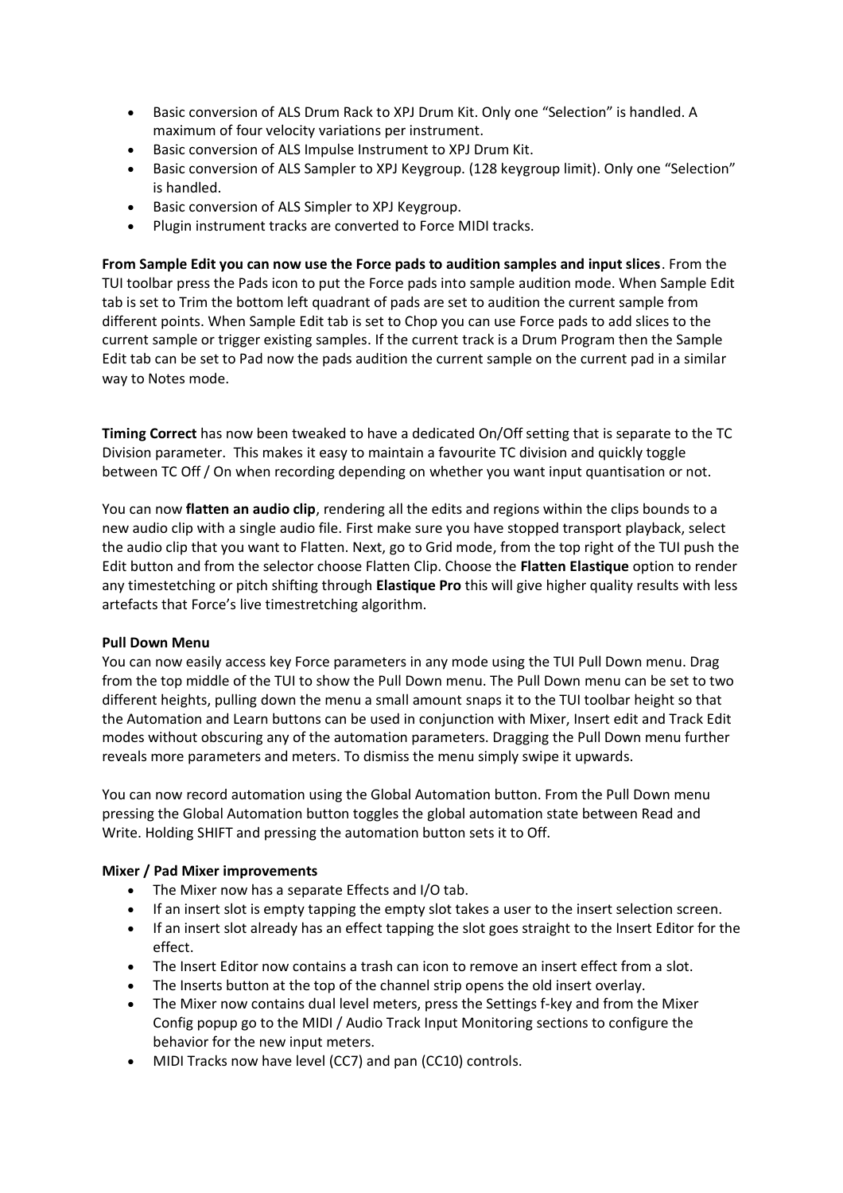- Basic conversion of ALS Drum Rack to XPJ Drum Kit. Only one “Selection” is handled. A maximum of four velocity variations per instrument.
- Basic conversion of ALS Impulse Instrument to XPJ Drum Kit.
- Basic conversion of ALS Sampler to XPJ Keygroup. (128 keygroup limit). Only one “Selection” is handled.
- Basic conversion of ALS Simpler to XPJ Keygroup.
- Plugin instrument tracks are converted to Force MIDI tracks.

**From Sample Edit you can now use the Force pads to audition samples and input slices**. From the TUI toolbar press the Pads icon to put the Force pads into sample audition mode. When Sample Edit tab is set to Trim the bottom left quadrant of pads are set to audition the current sample from different points. When Sample Edit tab is set to Chop you can use Force pads to add slices to the current sample or trigger existing samples. If the current track is a Drum Program then the Sample Edit tab can be set to Pad now the pads audition the current sample on the current pad in a similar way to Notes mode.

**Timing Correct** has now been tweaked to have a dedicated On/Off setting that is separate to the TC Division parameter. This makes it easy to maintain a favourite TC division and quickly toggle between TC Off / On when recording depending on whether you want input quantisation or not.

You can now **flatten an audio clip**, rendering all the edits and regions within the clips bounds to a new audio clip with a single audio file. First make sure you have stopped transport playback, select the audio clip that you want to Flatten. Next, go to Grid mode, from the top right of the TUI push the Edit button and from the selector choose Flatten Clip. Choose the **Flatten Elastique** option to render any timestetching or pitch shifting through **Elastique Pro** this will give higher quality results with less artefacts that Force’s live timestretching algorithm.

**Pull Down Menu**

You can now easily access key Force parameters in any mode using the TUI Pull Down menu. Drag from the top middle of the TUI to show the Pull Down menu. The Pull Down menu can be set to two different heights, pulling down the menu a small amount snaps it to the TUI toolbar height so that the Automation and Learn buttons can be used in conjunction with Mixer, Insert edit and Track Edit modes without obscuring any of the automation parameters. Dragging the Pull Down menu further reveals more parameters and meters. To dismiss the menu simply swipe it upwards.

You can now record automation using the Global Automation button. From the Pull Down menu pressing the Global Automation button toggles the global automation state between Read and Write. Holding SHIFT and pressing the automation button sets it to Off.

**Mixer / Pad Mixer improvements**

- The Mixer now has a separate Effects and I/O tab.
- If an insert slot is empty tapping the empty slot takes a user to the insert selection screen.
- If an insert slot already has an effect tapping the slot goes straight to the Insert Editor for the effect.
- The Insert Editor now contains a trash can icon to remove an insert effect from a slot.
- The Inserts button at the top of the channel strip opens the old insert overlay.
- The Mixer now contains dual level meters, press the Settings f-key and from the Mixer Config popup go to the MIDI / Audio Track Input Monitoring sections to configure the behavior for the new input meters.
- MIDI Tracks now have level (CC7) and pan (CC10) controls.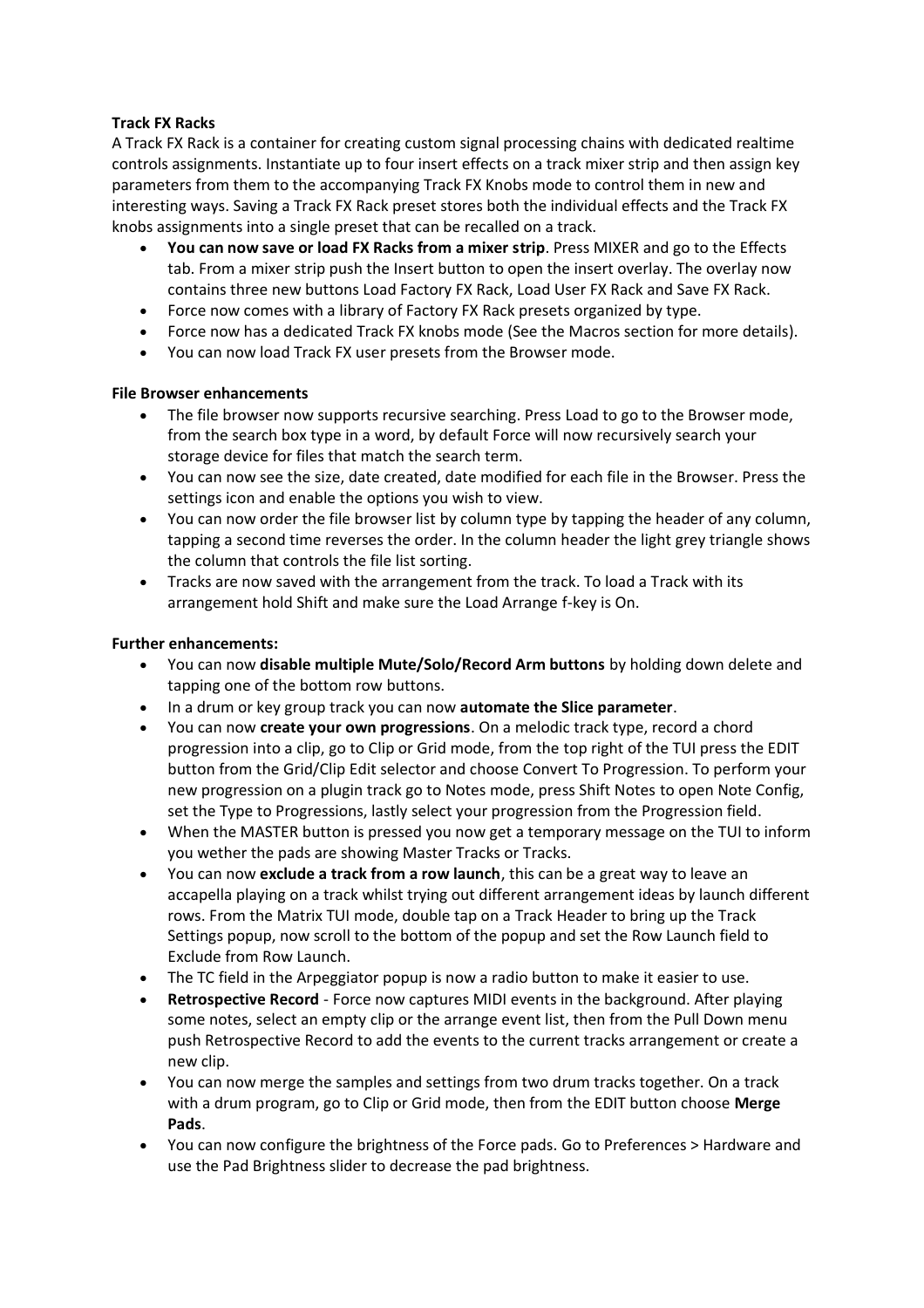**Track FX Racks**

A Track FX Rack is a container for creating custom signal processing chains with dedicated realtime controls assignments. Instantiate up to four insert effects on a track mixer strip and then assign key parameters from them to the accompanying Track FX Knobs mode to control them in new and interesting ways. Saving a Track FX Rack preset stores both the individual effects and the Track FX knobs assignments into a single preset that can be recalled on a track.

- **You can now save or load FX Racks from a mixer strip**. Press MIXER and go to the Effects tab. From a mixer strip push the Insert button to open the insert overlay. The overlay now contains three new buttons Load Factory FX Rack, Load User FX Rack and Save FX Rack.
- Force now comes with a library of Factory FX Rack presets organized by type.
- Force now has a dedicated Track FX knobs mode (See the Macros section for more details).
- You can now load Track FX user presets from the Browser mode.

**File Browser enhancements**

- The file browser now supports recursive searching. Press Load to go to the Browser mode, from the search box type in a word, by default Force will now recursively search your storage device for files that match the search term.
- You can now see the size, date created, date modified for each file in the Browser. Press the settings icon and enable the options you wish to view.
- You can now order the file browser list by column type by tapping the header of any column, tapping a second time reverses the order. In the column header the light grey triangle shows the column that controls the file list sorting.
- Tracks are now saved with the arrangement from the track. To load a Track with its arrangement hold Shift and make sure the Load Arrange f-key is On.

**Further enhancements:**

- You can now **disable multiple Mute/Solo/Record Arm buttons** by holding down delete and tapping one of the bottom row buttons.
- In a drum or key group track you can now **automate the Slice parameter**.
- You can now **create your own progressions**. On a melodic track type, record a chord progression into a clip, go to Clip or Grid mode, from the top right of the TUI press the EDIT button from the Grid/Clip Edit selector and choose Convert To Progression. To perform your new progression on a plugin track go to Notes mode, press Shift Notes to open Note Config, set the Type to Progressions, lastly select your progression from the Progression field.
- When the MASTER button is pressed you now get a temporary message on the TUI to inform you wether the pads are showing Master Tracks or Tracks.
- You can now **exclude a track from a row launch**, this can be a great way to leave an accapella playing on a track whilst trying out different arrangement ideas by launch different rows. From the Matrix TUI mode, double tap on a Track Header to bring up the Track Settings popup, now scroll to the bottom of the popup and set the Row Launch field to Exclude from Row Launch.
- The TC field in the Arpeggiator popup is now a radio button to make it easier to use.
- **Retrospective Record** - Force now captures MIDI events in the background. After playing some notes, select an empty clip or the arrange event list, then from the Pull Down menu push Retrospective Record to add the events to the current tracks arrangement or create a new clip.
- You can now merge the samples and settings from two drum tracks together. On a track with a drum program, go to Clip or Grid mode, then from the EDIT button choose **Merge Pads**.
- You can now configure the brightness of the Force pads. Go to Preferences > Hardware and use the Pad Brightness slider to decrease the pad brightness.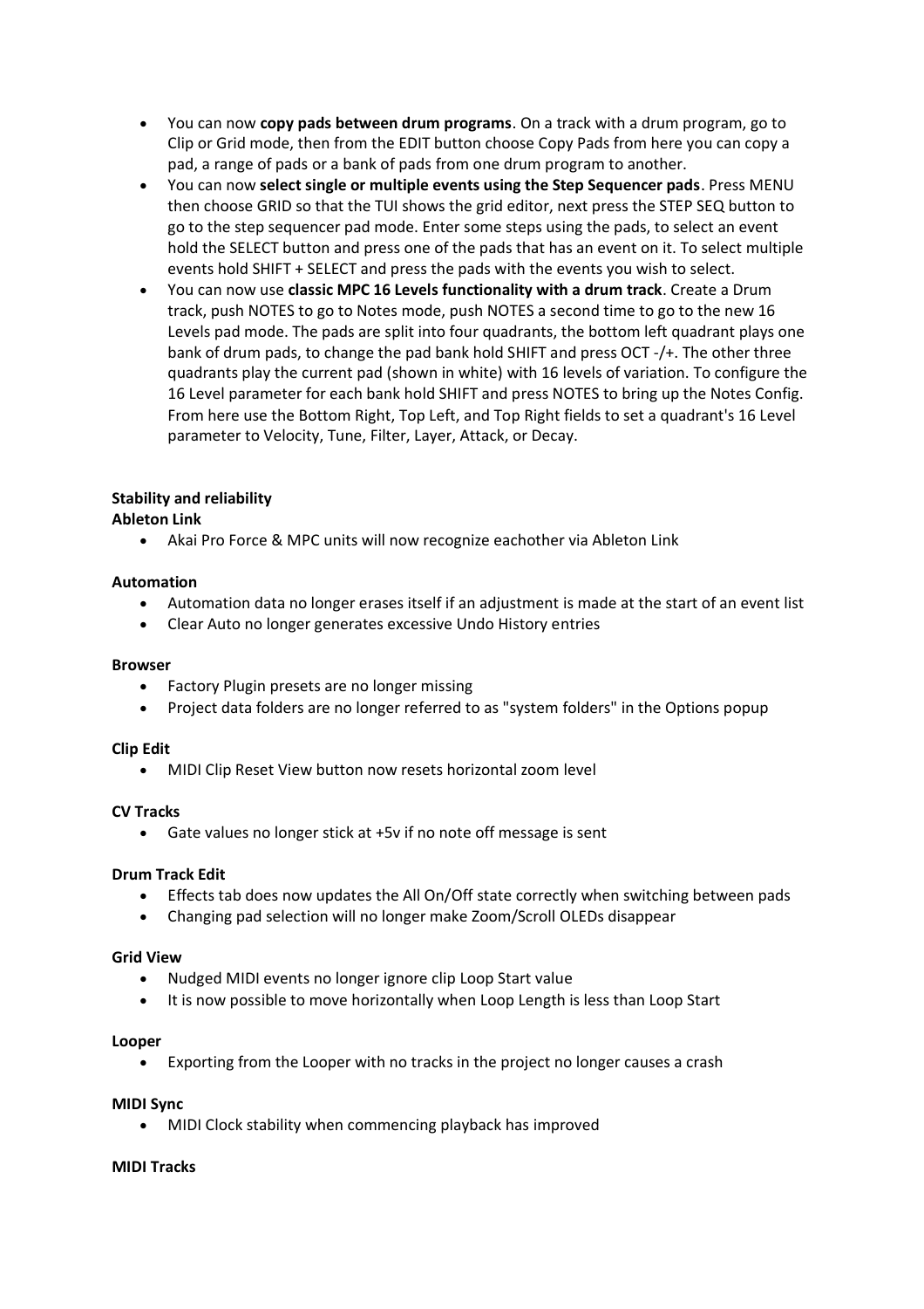- You can now **copy pads between drum programs**. On a track with a drum program, go to Clip or Grid mode, then from the EDIT button choose Copy Pads from here you can copy a pad, a range of pads or a bank of pads from one drum program to another.
- You can now **select single or multiple events using the Step Sequencer pads**. Press MENU then choose GRID so that the TUI shows the grid editor, next press the STEP SEQ button to go to the step sequencer pad mode. Enter some steps using the pads, to select an event hold the SELECT button and press one of the pads that has an event on it. To select multiple events hold SHIFT + SELECT and press the pads with the events you wish to select.
- You can now use **classic MPC 16 Levels functionality with a drum track**. Create a Drum track, push NOTES to go to Notes mode, push NOTES a second time to go to the new 16 Levels pad mode. The pads are split into four quadrants, the bottom left quadrant plays one bank of drum pads, to change the pad bank hold SHIFT and press OCT -/+. The other three quadrants play the current pad (shown in white) with 16 levels of variation. To configure the 16 Level parameter for each bank hold SHIFT and press NOTES to bring up the Notes Config. From here use the Bottom Right, Top Left, and Top Right fields to set a quadrant's 16 Level parameter to Velocity, Tune, Filter, Layer, Attack, or Decay.

**Stability and reliability**

**Ableton Link**

- Akai Pro Force & MPC units will now recognize eachother via Ableton Link

**Automation**

- Automation data no longer erases itself if an adjustment is made at the start of an event list
- Clear Auto no longer generates excessive Undo History entries

**Browser**

- Factory Plugin presets are no longer missing
- Project data folders are no longer referred to as "system folders" in the Options popup

**Clip Edit**

- MIDI Clip Reset View button now resets horizontal zoom level

**CV Tracks**

- Gate values no longer stick at +5v if no note off message is sent

**Drum Track Edit**

- Effects tab does now updates the All On/Off state correctly when switching between pads
- Changing pad selection will no longer make Zoom/Scroll OLEDs disappear

**Grid View**

- Nudged MIDI events no longer ignore clip Loop Start value
- It is now possible to move horizontally when Loop Length is less than Loop Start

**Looper**

- Exporting from the Looper with no tracks in the project no longer causes a crash

**MIDI Sync**

- MIDI Clock stability when commencing playback has improved

**MIDI Tracks**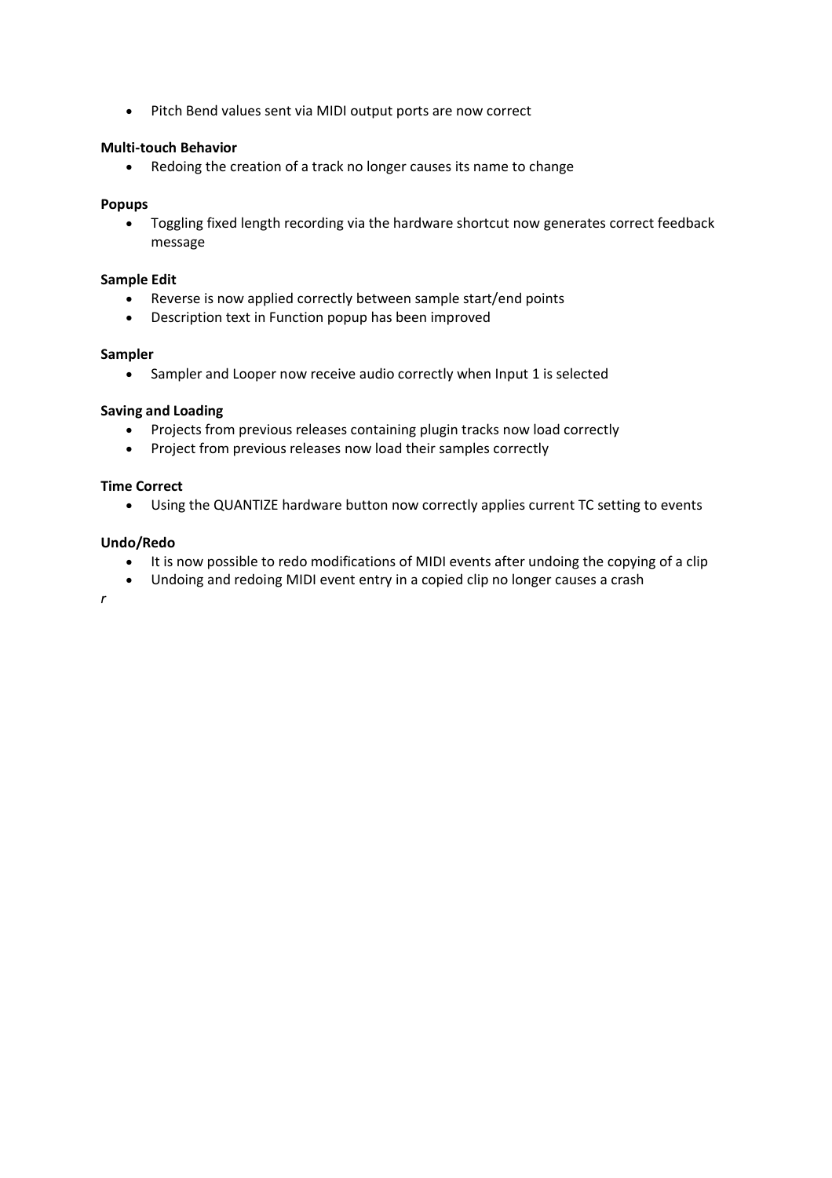- Pitch Bend values sent via MIDI output ports are now correct

**Multi-touch Behavior**

- Redoing the creation of a track no longer causes its name to change

**Popups**

- Toggling fixed length recording via the hardware shortcut now generates correct feedback message

**Sample Edit**

- Reverse is now applied correctly between sample start/end points
- Description text in Function popup has been improved

**Sampler**

- Sampler and Looper now receive audio correctly when Input 1 is selected

**Saving and Loading**

- Projects from previous releases containing plugin tracks now load correctly
- Project from previous releases now load their samples correctly

**Time Correct**

- Using the QUANTIZE hardware button now correctly applies current TC setting to events

**Undo/Redo**

- It is now possible to redo modifications of MIDI events after undoing the copying of a clip
- Undoing and redoing MIDI event entry in a copied clip no longer causes a crash

*r*